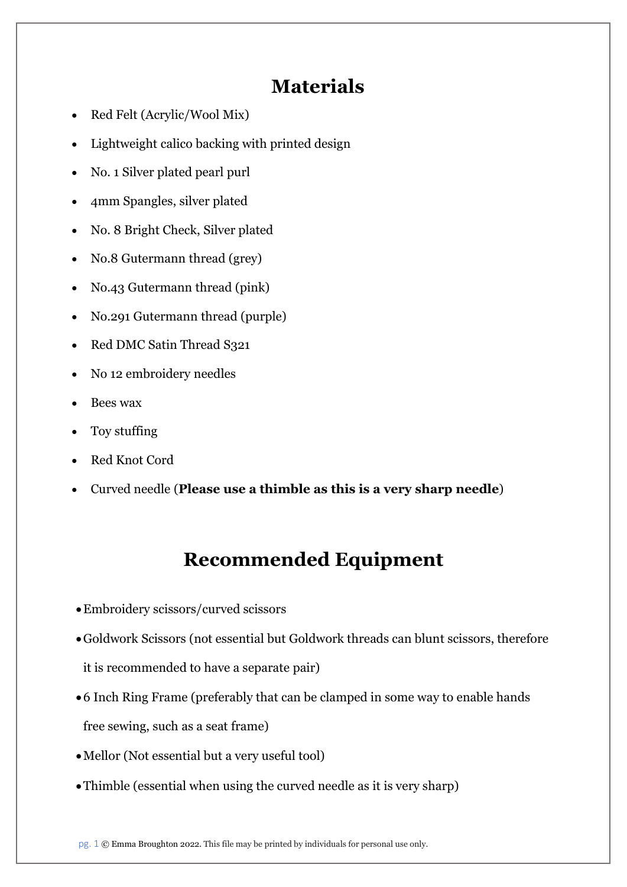# Materials

- Red Felt (Acrylic/Wool Mix)
- Lightweight calico backing with printed design
- No. 1 Silver plated pearl purl
- 4mm Spangles, silver plated
- No. 8 Bright Check, Silver plated
- No.8 Gutermann thread (grey)
- No.43 Gutermann thread (pink)
- No.291 Gutermann thread (purple)
- Red DMC Satin Thread S321
- No 12 embroidery needles
- Bees wax
- Toy stuffing
- Red Knot Cord
- Curved needle (**Please use a thimble as this is a very sharp needle**)

# Recommended Equipment

- Embroidery scissors/curved scissors
- Goldwork Scissors (not essential but Goldwork threads can blunt scissors, therefore it is recommended to have a separate pair)
- 6 Inch Ring Frame (preferably that can be clamped in some way to enable hands free sewing, such as a seat frame)
- Mellor (Not essential but a very useful tool)
- Thimble (essential when using the curved needle as it is very sharp)

© Emma Broughton 2022. This file may be printed by individuals for personal use only.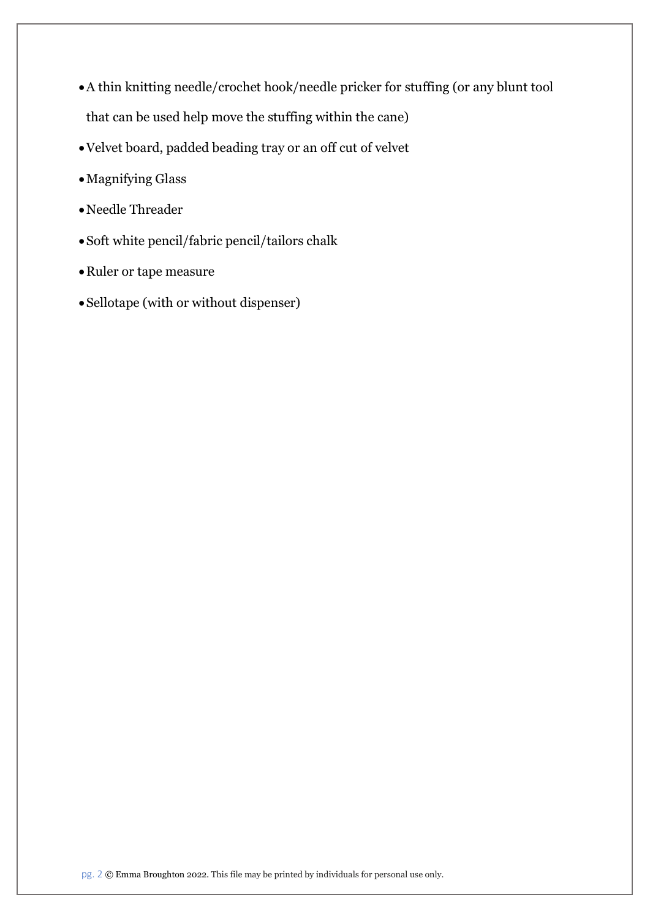- A thin knitting needle/crochet hook/needle pricker for stuffing (or any blunt tool that can be used help move the stuffing within the cane)
- Velvet board, padded beading tray or an off cut of velvet
- Magnifying Glass
- Needle Threader
- Soft white pencil/fabric pencil/tailors chalk
- Ruler or tape measure
- Sellotape (with or without dispenser)

© Emma Broughton 2022. This file may be printed by individuals for personal use only.